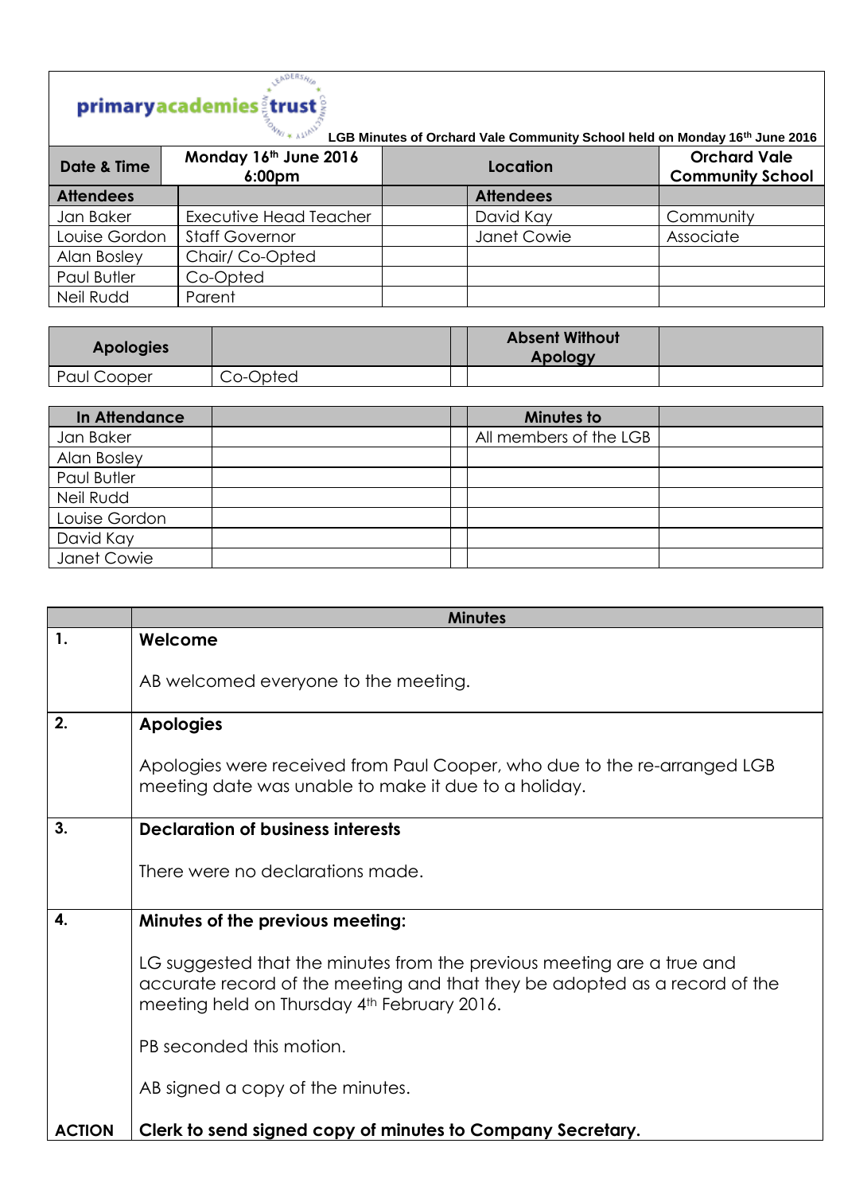primaryacademies trust

**LGB Minutes of Orchard Vale Community School held on Monday 16th June 2016**

| Date & Time | Monday 16th June 2016 6:00pm | Location | | Orchard Vale Community School |
|---|---|---|---|---|
| **Attendees** | | | **Attendees** | |
| Jan Baker | Executive Head Teacher | | David Kay | Community |
| Louise Gordon | Staff Governor | | Janet Cowie | Associate |
| Alan Bosley | Chair/ Co-Opted | | | |
| Paul Butler | Co-Opted | | | |
| Neil Rudd | Parent | | | |

| Apologies | | | Absent Without Apology | |
|---|---|---|---|---|
| Paul Cooper | Co-Opted | | | |

| In Attendance | | | Minutes to | |
|---|---|---|---|---|
| Jan Baker | | | All members of the LGB | |
| Alan Bosley | | | | |
| Paul Butler | | | | |
| Neil Rudd | | | | |
| Louise Gordon | | | | |
| David Kay | | | | |
| Janet Cowie | | | | |

## Minutes

**1. Welcome**

AB welcomed everyone to the meeting.

**2. Apologies**

Apologies were received from Paul Cooper, who due to the re-arranged LGB meeting date was unable to make it due to a holiday.

**3. Declaration of business interests**

There were no declarations made.

**4. Minutes of the previous meeting:**

LG suggested that the minutes from the previous meeting are a true and accurate record of the meeting and that they be adopted as a record of the meeting held on Thursday 4th February 2016.

PB seconded this motion.

AB signed a copy of the minutes.

**ACTION** **Clerk to send signed copy of minutes to Company Secretary.**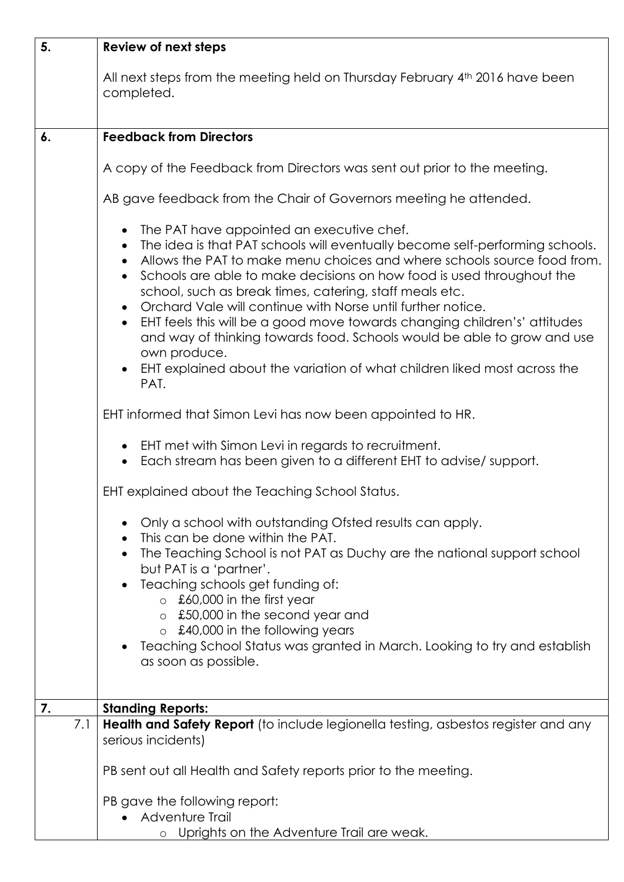| | |
|---|---|
| **5.** | **Review of next steps**<br><br>All next steps from the meeting held on Thursday February 4th 2016 have been completed. |
| **6.** | **Feedback from Directors**<br><br>A copy of the Feedback from Directors was sent out prior to the meeting.<br><br>AB gave feedback from the Chair of Governors meeting he attended.<br><br>• The PAT have appointed an executive chef.<br>• The idea is that PAT schools will eventually become self-performing schools.<br>• Allows the PAT to make menu choices and where schools source food from.<br>• Schools are able to make decisions on how food is used throughout the school, such as break times, catering, staff meals etc.<br>• Orchard Vale will continue with Norse until further notice.<br>• EHT feels this will be a good move towards changing children's' attitudes and way of thinking towards food. Schools would be able to grow and use own produce.<br>• EHT explained about the variation of what children liked most across the PAT.<br><br>EHT informed that Simon Levi has now been appointed to HR.<br><br>• EHT met with Simon Levi in regards to recruitment.<br>• Each stream has been given to a different EHT to advise/ support.<br><br>EHT explained about the Teaching School Status.<br><br>• Only a school with outstanding Ofsted results can apply.<br>• This can be done within the PAT.<br>• The Teaching School is not PAT as Duchy are the national support school but PAT is a 'partner'.<br>• Teaching schools get funding of:<br>&nbsp;&nbsp;&nbsp;&nbsp;o £60,000 in the first year<br>&nbsp;&nbsp;&nbsp;&nbsp;o £50,000 in the second year and<br>&nbsp;&nbsp;&nbsp;&nbsp;o £40,000 in the following years<br>• Teaching School Status was granted in March. Looking to try and establish as soon as possible. |
| **7.** | **Standing Reports:** |
| 7.1 | **Health and Safety Report** (to include legionella testing, asbestos register and any serious incidents)<br><br>PB sent out all Health and Safety reports prior to the meeting.<br><br>PB gave the following report:<br>• Adventure Trail<br>&nbsp;&nbsp;&nbsp;&nbsp;o Uprights on the Adventure Trail are weak. |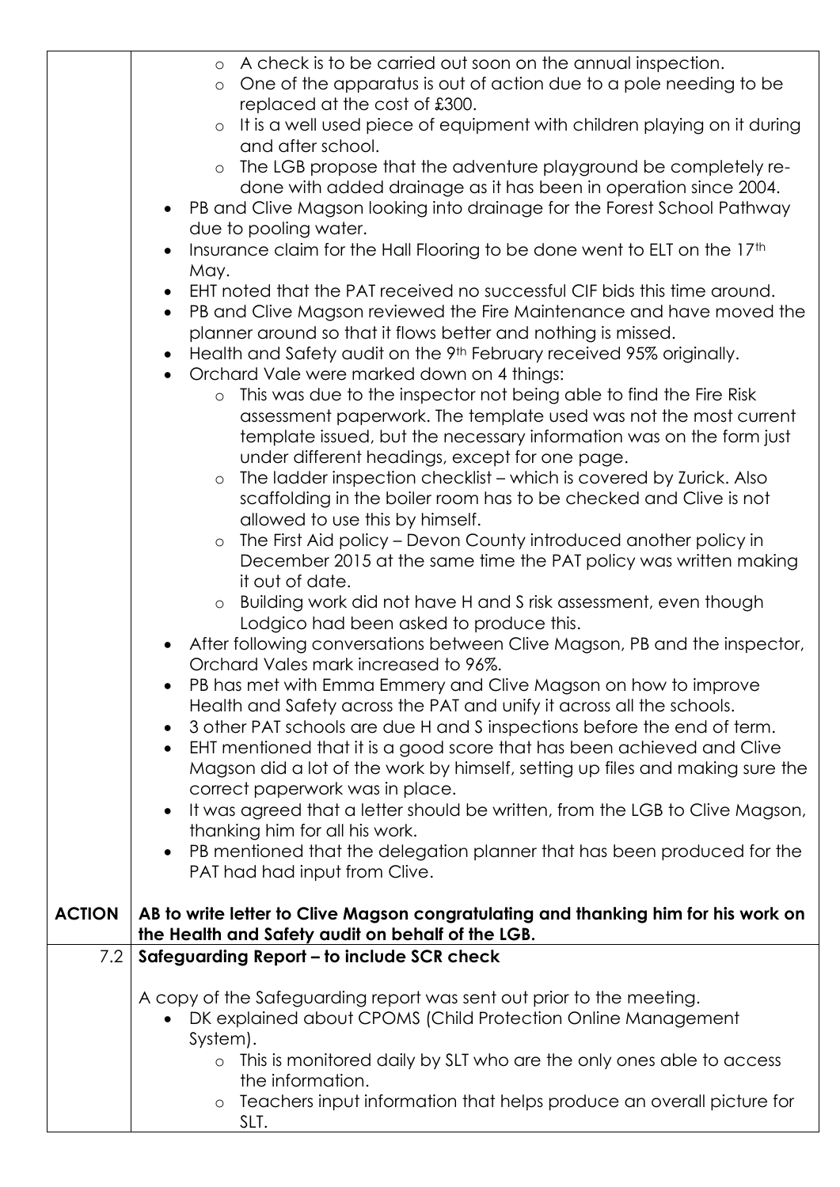| | |
|---|---|
| | ◦ A check is to be carried out soon on the annual inspection.<br>◦ One of the apparatus is out of action due to a pole needing to be replaced at the cost of £300.<br>◦ It is a well used piece of equipment with children playing on it during and after school.<br>◦ The LGB propose that the adventure playground be completely re-done with added drainage as it has been in operation since 2004.<br>• PB and Clive Magson looking into drainage for the Forest School Pathway due to pooling water.<br>• Insurance claim for the Hall Flooring to be done went to ELT on the 17th May.<br>• EHT noted that the PAT received no successful CIF bids this time around.<br>• PB and Clive Magson reviewed the Fire Maintenance and have moved the planner around so that it flows better and nothing is missed.<br>• Health and Safety audit on the 9th February received 95% originally.<br>• Orchard Vale were marked down on 4 things:<br>◦ This was due to the inspector not being able to find the Fire Risk assessment paperwork. The template used was not the most current template issued, but the necessary information was on the form just under different headings, except for one page.<br>◦ The ladder inspection checklist – which is covered by Zurick. Also scaffolding in the boiler room has to be checked and Clive is not allowed to use this by himself.<br>◦ The First Aid policy – Devon County introduced another policy in December 2015 at the same time the PAT policy was written making it out of date.<br>◦ Building work did not have H and S risk assessment, even though Lodgico had been asked to produce this.<br>• After following conversations between Clive Magson, PB and the inspector, Orchard Vales mark increased to 96%.<br>• PB has met with Emma Emmery and Clive Magson on how to improve Health and Safety across the PAT and unify it across all the schools.<br>• 3 other PAT schools are due H and S inspections before the end of term.<br>• EHT mentioned that it is a good score that has been achieved and Clive Magson did a lot of the work by himself, setting up files and making sure the correct paperwork was in place.<br>• It was agreed that a letter should be written, from the LGB to Clive Magson, thanking him for all his work.<br>• PB mentioned that the delegation planner that has been produced for the PAT had had input from Clive. |
| **ACTION** | **AB to write letter to Clive Magson congratulating and thanking him for his work on the Health and Safety audit on behalf of the LGB.** |
| 7.2 | **Safeguarding Report – to include SCR check**<br><br>A copy of the Safeguarding report was sent out prior to the meeting.<br>• DK explained about CPOMS (Child Protection Online Management System).<br>◦ This is monitored daily by SLT who are the only ones able to access the information.<br>◦ Teachers input information that helps produce an overall picture for SLT. |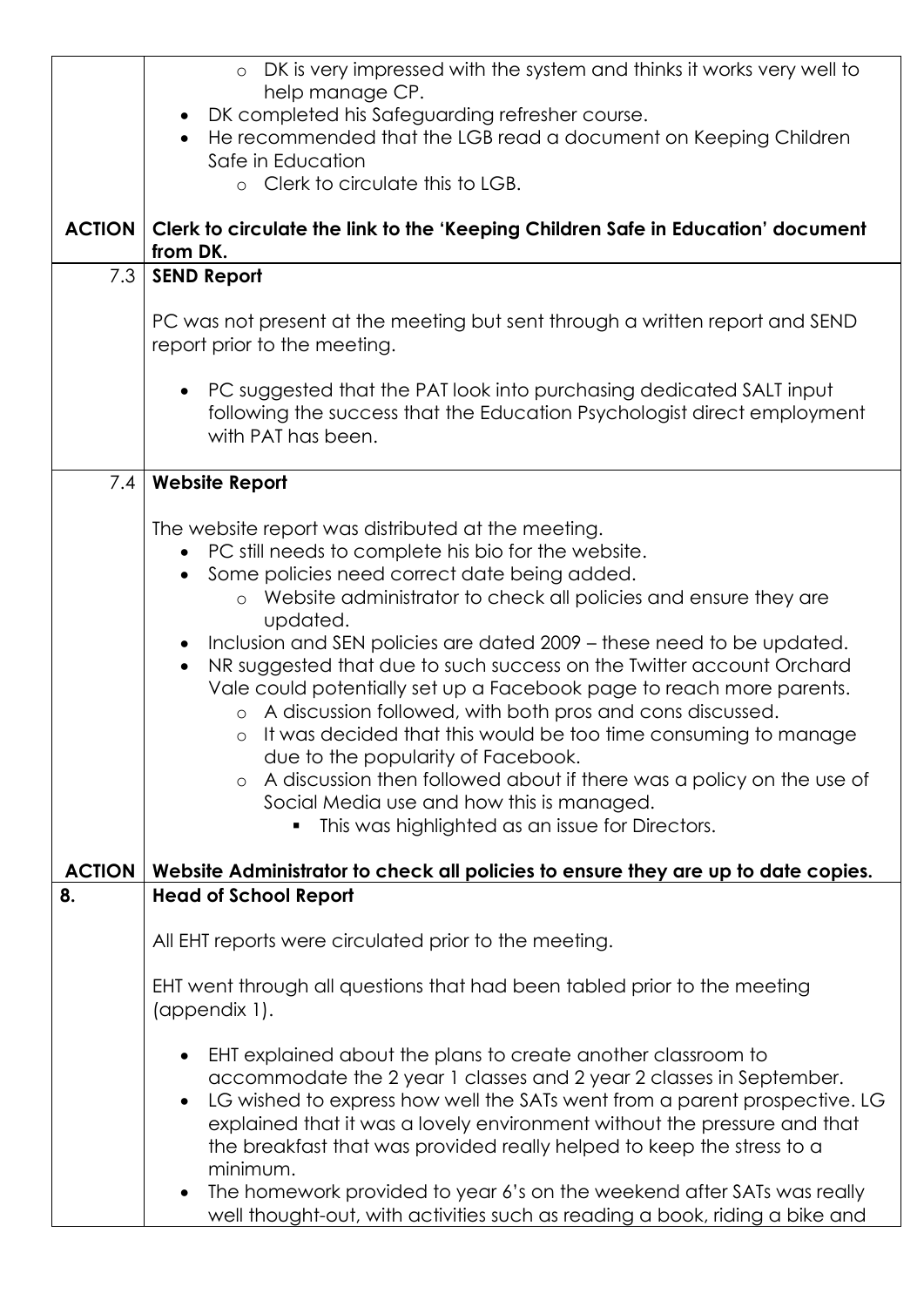| | |
|---|---|
| | - DK is very impressed with the system and thinks it works very well to help manage CP.<br>- DK completed his Safeguarding refresher course.<br>- He recommended that the LGB read a document on Keeping Children Safe in Education<br>  - Clerk to circulate this to LGB. |
| **ACTION** | **Clerk to circulate the link to the 'Keeping Children Safe in Education' document from DK.** |
| 7.3 | **SEND Report**<br><br>PC was not present at the meeting but sent through a written report and SEND report prior to the meeting.<br><br>- PC suggested that the PAT look into purchasing dedicated SALT input following the success that the Education Psychologist direct employment with PAT has been. |
| 7.4 | **Website Report**<br><br>The website report was distributed at the meeting.<br>- PC still needs to complete his bio for the website.<br>- Some policies need correct date being added.<br>  - Website administrator to check all policies and ensure they are updated.<br>- Inclusion and SEN policies are dated 2009 – these need to be updated.<br>- NR suggested that due to such success on the Twitter account Orchard Vale could potentially set up a Facebook page to reach more parents.<br>  - A discussion followed, with both pros and cons discussed.<br>  - It was decided that this would be too time consuming to manage due to the popularity of Facebook.<br>  - A discussion then followed about if there was a policy on the use of Social Media use and how this is managed.<br>    - This was highlighted as an issue for Directors. |
| **ACTION** | **Website Administrator to check all policies to ensure they are up to date copies.** |
| **8.** | **Head of School Report**<br><br>All EHT reports were circulated prior to the meeting.<br><br>EHT went through all questions that had been tabled prior to the meeting (appendix 1).<br><br>- EHT explained about the plans to create another classroom to accommodate the 2 year 1 classes and 2 year 2 classes in September.<br>- LG wished to express how well the SATs went from a parent prospective. LG explained that it was a lovely environment without the pressure and that the breakfast that was provided really helped to keep the stress to a minimum.<br>- The homework provided to year 6's on the weekend after SATs was really well thought-out, with activities such as reading a book, riding a bike and |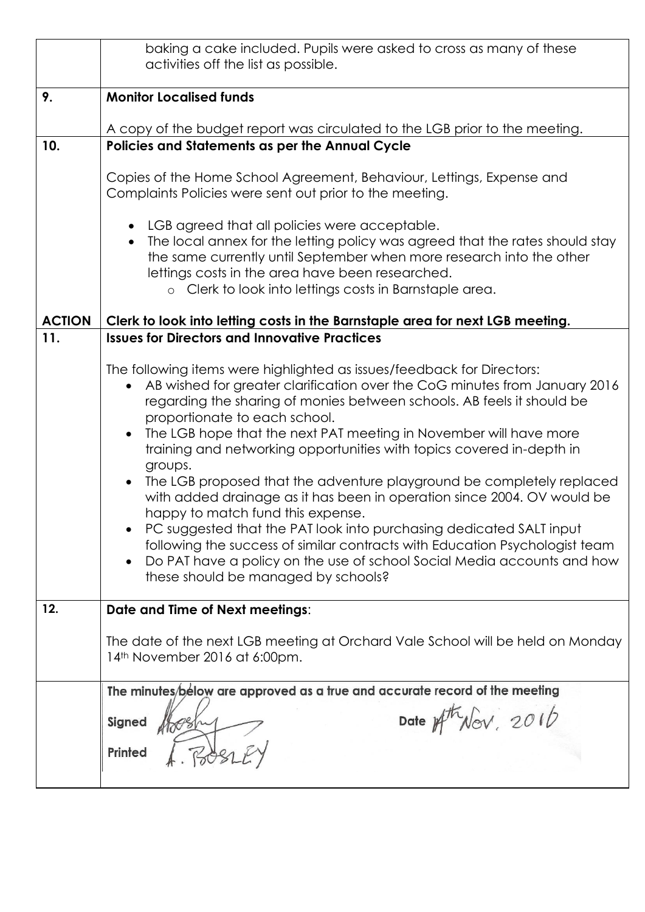| | |
|---|---|
| | baking a cake included. Pupils were asked to cross as many of these activities off the list as possible. |
| **9.** | **Monitor Localised funds**<br><br>A copy of the budget report was circulated to the LGB prior to the meeting. |
| **10.** | **Policies and Statements as per the Annual Cycle**<br><br>Copies of the Home School Agreement, Behaviour, Lettings, Expense and Complaints Policies were sent out prior to the meeting.<br><br>• LGB agreed that all policies were acceptable.<br>• The local annex for the letting policy was agreed that the rates should stay the same currently until September when more research into the other lettings costs in the area have been researched.<br>  ○ Clerk to look into lettings costs in Barnstaple area. |
| **ACTION** | **Clerk to look into letting costs in the Barnstaple area for next LGB meeting.** |
| **11.** | **Issues for Directors and Innovative Practices**<br><br>The following items were highlighted as issues/feedback for Directors:<br>• AB wished for greater clarification over the CoG minutes from January 2016 regarding the sharing of monies between schools. AB feels it should be proportionate to each school.<br>• The LGB hope that the next PAT meeting in November will have more training and networking opportunities with topics covered in-depth in groups.<br>• The LGB proposed that the adventure playground be completely replaced with added drainage as it has been in operation since 2004. OV would be happy to match fund this expense.<br>• PC suggested that the PAT look into purchasing dedicated SALT input following the success of similar contracts with Education Psychologist team<br>• Do PAT have a policy on the use of school Social Media accounts and how these should be managed by schools? |
| **12.** | **Date and Time of Next meetings**:<br><br>The date of the next LGB meeting at Orchard Vale School will be held on Monday 14th November 2016 at 6:00pm. |
| | **The minutes below are approved as a true and accurate record of the meeting**<br><br>**Signed** [signature] **Date** 14th Nov. 2016<br><br>**Printed** A. BOSLEY |